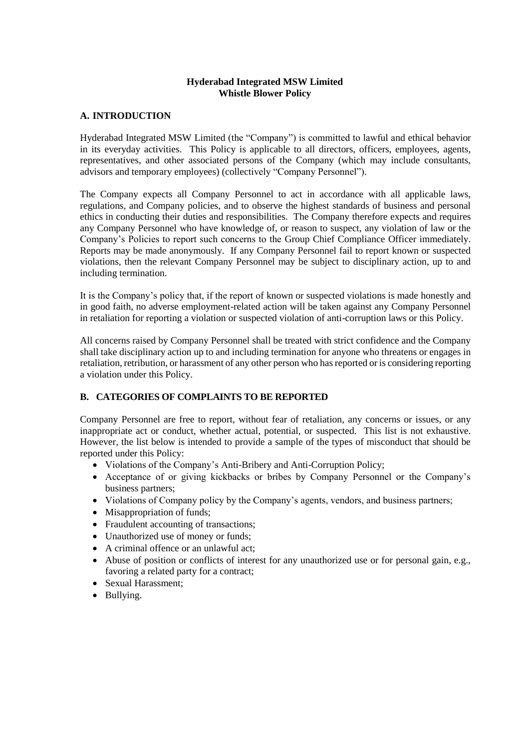# Hyderabad Integrated MSW Limited
# Whistle Blower Policy

## A. INTRODUCTION

Hyderabad Integrated MSW Limited (the "Company") is committed to lawful and ethical behavior in its everyday activities. This Policy is applicable to all directors, officers, employees, agents, representatives, and other associated persons of the Company (which may include consultants, advisors and temporary employees) (collectively "Company Personnel").

The Company expects all Company Personnel to act in accordance with all applicable laws, regulations, and Company policies, and to observe the highest standards of business and personal ethics in conducting their duties and responsibilities. The Company therefore expects and requires any Company Personnel who have knowledge of, or reason to suspect, any violation of law or the Company's Policies to report such concerns to the Group Chief Compliance Officer immediately. Reports may be made anonymously. If any Company Personnel fail to report known or suspected violations, then the relevant Company Personnel may be subject to disciplinary action, up to and including termination.

It is the Company's policy that, if the report of known or suspected violations is made honestly and in good faith, no adverse employment-related action will be taken against any Company Personnel in retaliation for reporting a violation or suspected violation of anti-corruption laws or this Policy.

All concerns raised by Company Personnel shall be treated with strict confidence and the Company shall take disciplinary action up to and including termination for anyone who threatens or engages in retaliation, retribution, or harassment of any other person who has reported or is considering reporting a violation under this Policy.

## B. CATEGORIES OF COMPLAINTS TO BE REPORTED

Company Personnel are free to report, without fear of retaliation, any concerns or issues, or any inappropriate act or conduct, whether actual, potential, or suspected. This list is not exhaustive. However, the list below is intended to provide a sample of the types of misconduct that should be reported under this Policy:

- Violations of the Company's Anti-Bribery and Anti-Corruption Policy;
- Acceptance of or giving kickbacks or bribes by Company Personnel or the Company's business partners;
- Violations of Company policy by the Company's agents, vendors, and business partners;
- Misappropriation of funds;
- Fraudulent accounting of transactions;
- Unauthorized use of money or funds;
- A criminal offence or an unlawful act;
- Abuse of position or conflicts of interest for any unauthorized use or for personal gain, e.g., favoring a related party for a contract;
- Sexual Harassment;
- Bullying.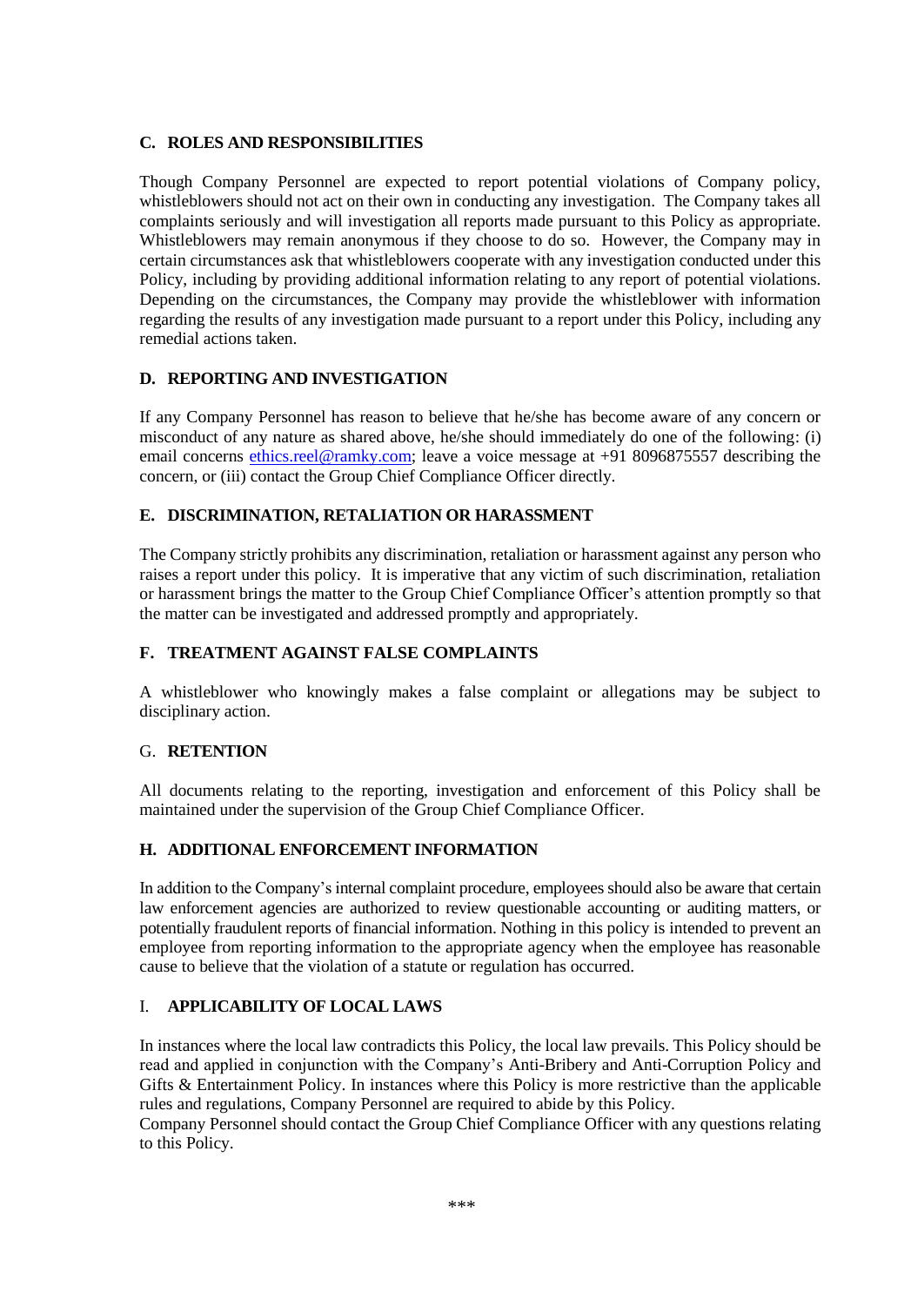## C. ROLES AND RESPONSIBILITIES

Though Company Personnel are expected to report potential violations of Company policy, whistleblowers should not act on their own in conducting any investigation. The Company takes all complaints seriously and will investigation all reports made pursuant to this Policy as appropriate. Whistleblowers may remain anonymous if they choose to do so. However, the Company may in certain circumstances ask that whistleblowers cooperate with any investigation conducted under this Policy, including by providing additional information relating to any report of potential violations. Depending on the circumstances, the Company may provide the whistleblower with information regarding the results of any investigation made pursuant to a report under this Policy, including any remedial actions taken.

## D. REPORTING AND INVESTIGATION

If any Company Personnel has reason to believe that he/she has become aware of any concern or misconduct of any nature as shared above, he/she should immediately do one of the following: (i) email concerns ethics.reel@ramky.com; leave a voice message at +91 8096875557 describing the concern, or (iii) contact the Group Chief Compliance Officer directly.

## E. DISCRIMINATION, RETALIATION OR HARASSMENT

The Company strictly prohibits any discrimination, retaliation or harassment against any person who raises a report under this policy. It is imperative that any victim of such discrimination, retaliation or harassment brings the matter to the Group Chief Compliance Officer's attention promptly so that the matter can be investigated and addressed promptly and appropriately.

## F. TREATMENT AGAINST FALSE COMPLAINTS

A whistleblower who knowingly makes a false complaint or allegations may be subject to disciplinary action.

## G. RETENTION

All documents relating to the reporting, investigation and enforcement of this Policy shall be maintained under the supervision of the Group Chief Compliance Officer.

## H. ADDITIONAL ENFORCEMENT INFORMATION

In addition to the Company's internal complaint procedure, employees should also be aware that certain law enforcement agencies are authorized to review questionable accounting or auditing matters, or potentially fraudulent reports of financial information. Nothing in this policy is intended to prevent an employee from reporting information to the appropriate agency when the employee has reasonable cause to believe that the violation of a statute or regulation has occurred.

## I. APPLICABILITY OF LOCAL LAWS

In instances where the local law contradicts this Policy, the local law prevails. This Policy should be read and applied in conjunction with the Company's Anti-Bribery and Anti-Corruption Policy and Gifts & Entertainment Policy. In instances where this Policy is more restrictive than the applicable rules and regulations, Company Personnel are required to abide by this Policy.
Company Personnel should contact the Group Chief Compliance Officer with any questions relating to this Policy.

***